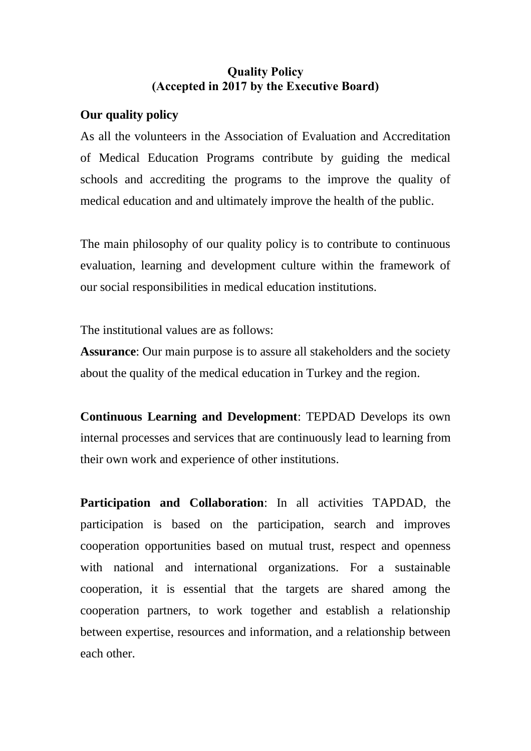# Quality Policy
# (Accepted in 2017 by the Executive Board)

**Our quality policy**

As all the volunteers in the Association of Evaluation and Accreditation of Medical Education Programs contribute by guiding the medical schools and accrediting the programs to the improve the quality of medical education and and ultimately improve the health of the public.

The main philosophy of our quality policy is to contribute to continuous evaluation, learning and development culture within the framework of our social responsibilities in medical education institutions.

The institutional values are as follows:

**Assurance**: Our main purpose is to assure all stakeholders and the society about the quality of the medical education in Turkey and the region.

**Continuous Learning and Development**: TEPDAD Develops its own internal processes and services that are continuously lead to learning from their own work and experience of other institutions.

**Participation and Collaboration**: In all activities TAPDAD, the participation is based on the participation, search and improves cooperation opportunities based on mutual trust, respect and openness with national and international organizations. For a sustainable cooperation, it is essential that the targets are shared among the cooperation partners, to work together and establish a relationship between expertise, resources and information, and a relationship between each other.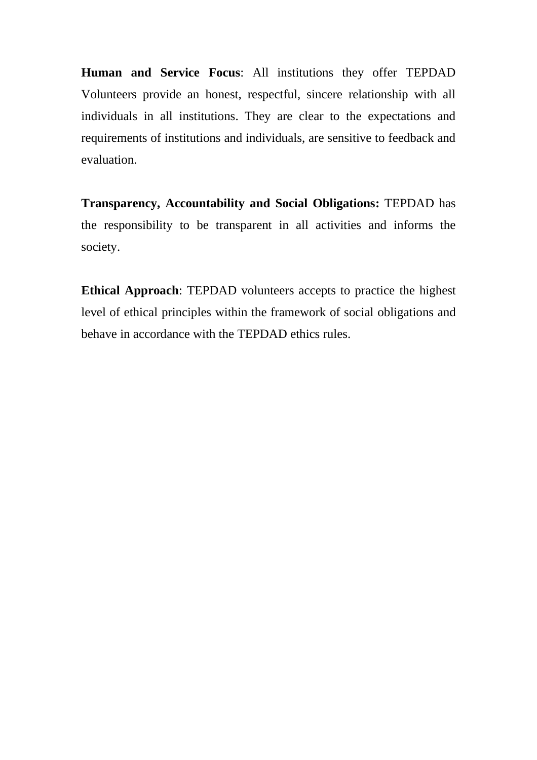**Human and Service Focus**: All institutions they offer TEPDAD Volunteers provide an honest, respectful, sincere relationship with all individuals in all institutions. They are clear to the expectations and requirements of institutions and individuals, are sensitive to feedback and evaluation.

**Transparency, Accountability and Social Obligations:** TEPDAD has the responsibility to be transparent in all activities and informs the society.

**Ethical Approach**: TEPDAD volunteers accepts to practice the highest level of ethical principles within the framework of social obligations and behave in accordance with the TEPDAD ethics rules.